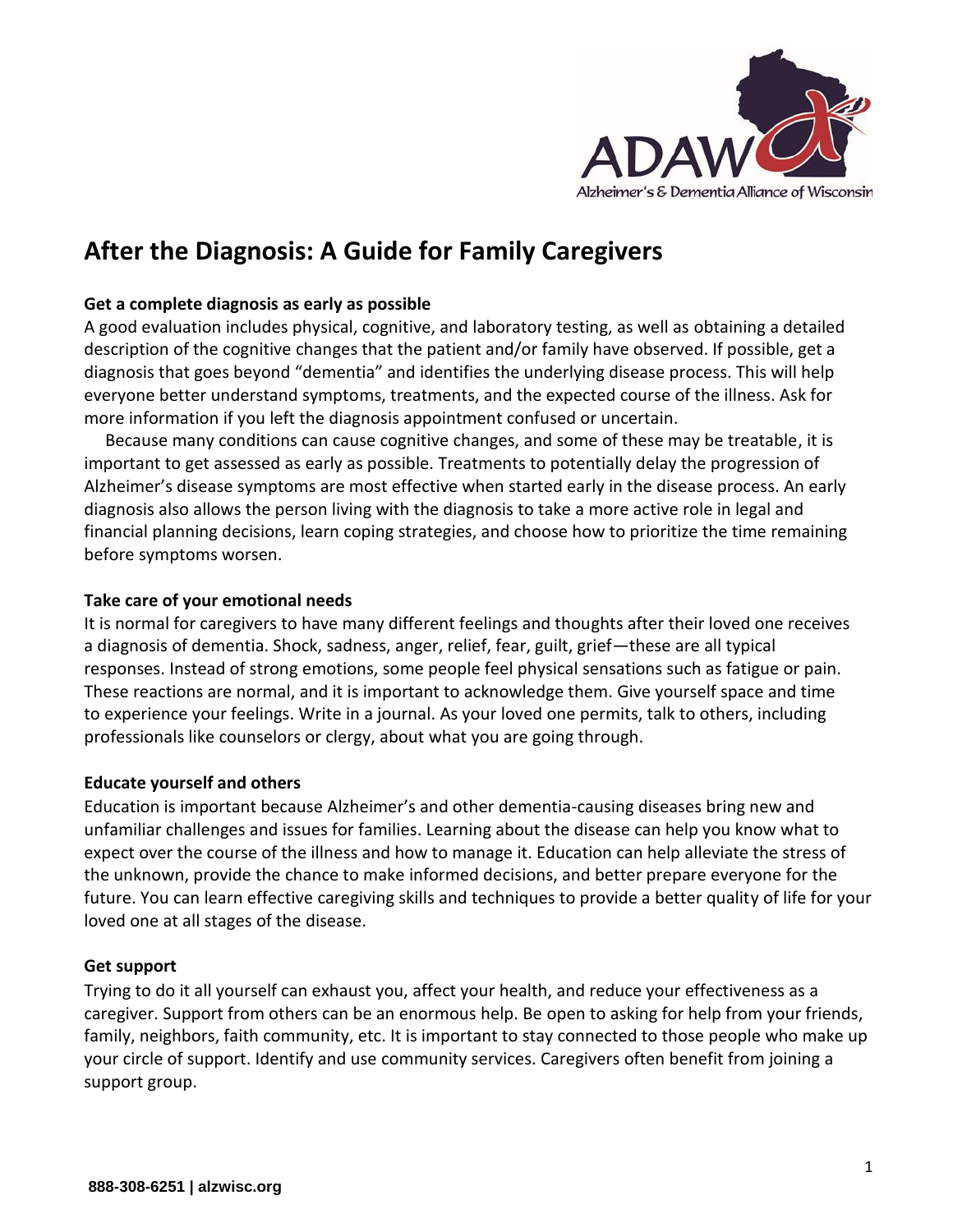# After the Diagnosis: A Guide for Family Caregivers

**Get a complete diagnosis as early as possible**

A good evaluation includes physical, cognitive, and laboratory testing, as well as obtaining a detailed description of the cognitive changes that the patient and/or family have observed. If possible, get a diagnosis that goes beyond "dementia" and identifies the underlying disease process. This will help everyone better understand symptoms, treatments, and the expected course of the illness. Ask for more information if you left the diagnosis appointment confused or uncertain.

Because many conditions can cause cognitive changes, and some of these may be treatable, it is important to get assessed as early as possible. Treatments to potentially delay the progression of Alzheimer's disease symptoms are most effective when started early in the disease process. An early diagnosis also allows the person living with the diagnosis to take a more active role in legal and financial planning decisions, learn coping strategies, and choose how to prioritize the time remaining before symptoms worsen.

**Take care of your emotional needs**

It is normal for caregivers to have many different feelings and thoughts after their loved one receives a diagnosis of dementia. Shock, sadness, anger, relief, fear, guilt, grief—these are all typical responses. Instead of strong emotions, some people feel physical sensations such as fatigue or pain. These reactions are normal, and it is important to acknowledge them. Give yourself space and time to experience your feelings. Write in a journal. As your loved one permits, talk to others, including professionals like counselors or clergy, about what you are going through.

**Educate yourself and others**

Education is important because Alzheimer's and other dementia-causing diseases bring new and unfamiliar challenges and issues for families. Learning about the disease can help you know what to expect over the course of the illness and how to manage it. Education can help alleviate the stress of the unknown, provide the chance to make informed decisions, and better prepare everyone for the future. You can learn effective caregiving skills and techniques to provide a better quality of life for your loved one at all stages of the disease.

**Get support**

Trying to do it all yourself can exhaust you, affect your health, and reduce your effectiveness as a caregiver. Support from others can be an enormous help. Be open to asking for help from your friends, family, neighbors, faith community, etc. It is important to stay connected to those people who make up your circle of support. Identify and use community services. Caregivers often benefit from joining a support group.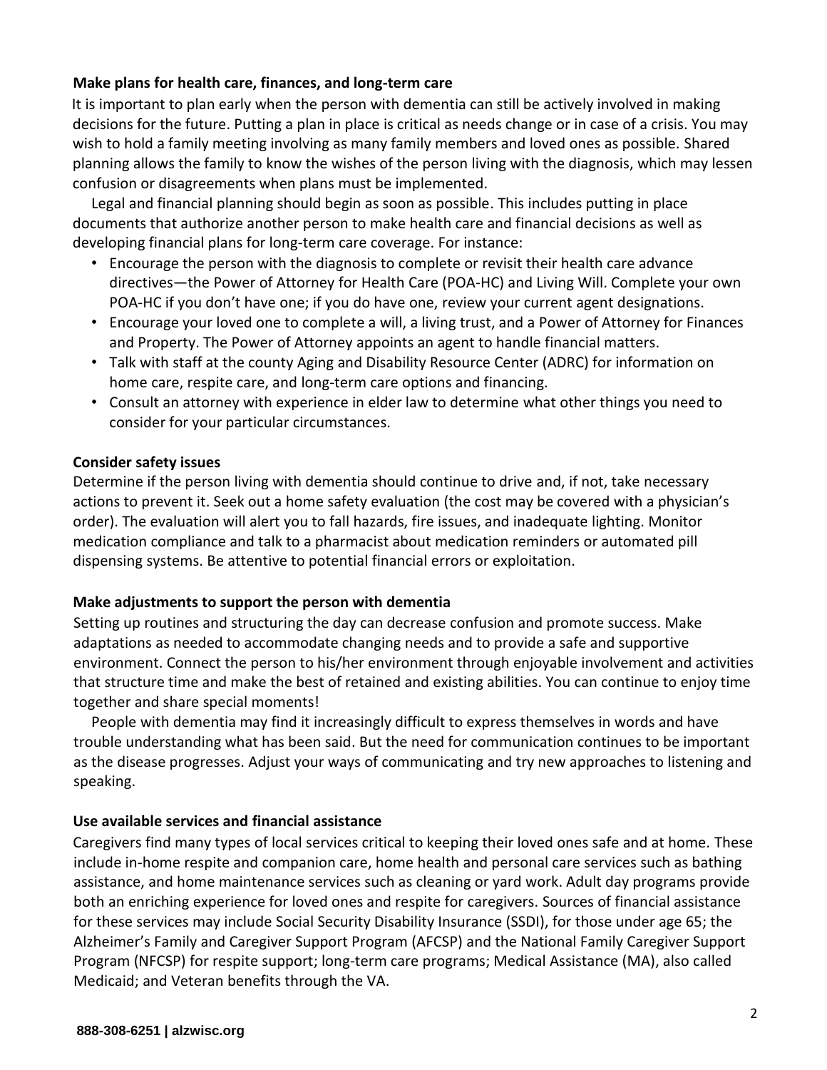**Make plans for health care, finances, and long-term care**

It is important to plan early when the person with dementia can still be actively involved in making decisions for the future. Putting a plan in place is critical as needs change or in case of a crisis. You may wish to hold a family meeting involving as many family members and loved ones as possible. Shared planning allows the family to know the wishes of the person living with the diagnosis, which may lessen confusion or disagreements when plans must be implemented.

Legal and financial planning should begin as soon as possible. This includes putting in place documents that authorize another person to make health care and financial decisions as well as developing financial plans for long-term care coverage. For instance:

- Encourage the person with the diagnosis to complete or revisit their health care advance directives—the Power of Attorney for Health Care (POA-HC) and Living Will. Complete your own POA-HC if you don't have one; if you do have one, review your current agent designations.
- Encourage your loved one to complete a will, a living trust, and a Power of Attorney for Finances and Property. The Power of Attorney appoints an agent to handle financial matters.
- Talk with staff at the county Aging and Disability Resource Center (ADRC) for information on home care, respite care, and long-term care options and financing.
- Consult an attorney with experience in elder law to determine what other things you need to consider for your particular circumstances.

**Consider safety issues**

Determine if the person living with dementia should continue to drive and, if not, take necessary actions to prevent it. Seek out a home safety evaluation (the cost may be covered with a physician's order). The evaluation will alert you to fall hazards, fire issues, and inadequate lighting. Monitor medication compliance and talk to a pharmacist about medication reminders or automated pill dispensing systems. Be attentive to potential financial errors or exploitation.

**Make adjustments to support the person with dementia**

Setting up routines and structuring the day can decrease confusion and promote success. Make adaptations as needed to accommodate changing needs and to provide a safe and supportive environment. Connect the person to his/her environment through enjoyable involvement and activities that structure time and make the best of retained and existing abilities. You can continue to enjoy time together and share special moments!

People with dementia may find it increasingly difficult to express themselves in words and have trouble understanding what has been said. But the need for communication continues to be important as the disease progresses. Adjust your ways of communicating and try new approaches to listening and speaking.

**Use available services and financial assistance**

Caregivers find many types of local services critical to keeping their loved ones safe and at home. These include in-home respite and companion care, home health and personal care services such as bathing assistance, and home maintenance services such as cleaning or yard work. Adult day programs provide both an enriching experience for loved ones and respite for caregivers. Sources of financial assistance for these services may include Social Security Disability Insurance (SSDI), for those under age 65; the Alzheimer's Family and Caregiver Support Program (AFCSP) and the National Family Caregiver Support Program (NFCSP) for respite support; long-term care programs; Medical Assistance (MA), also called Medicaid; and Veteran benefits through the VA.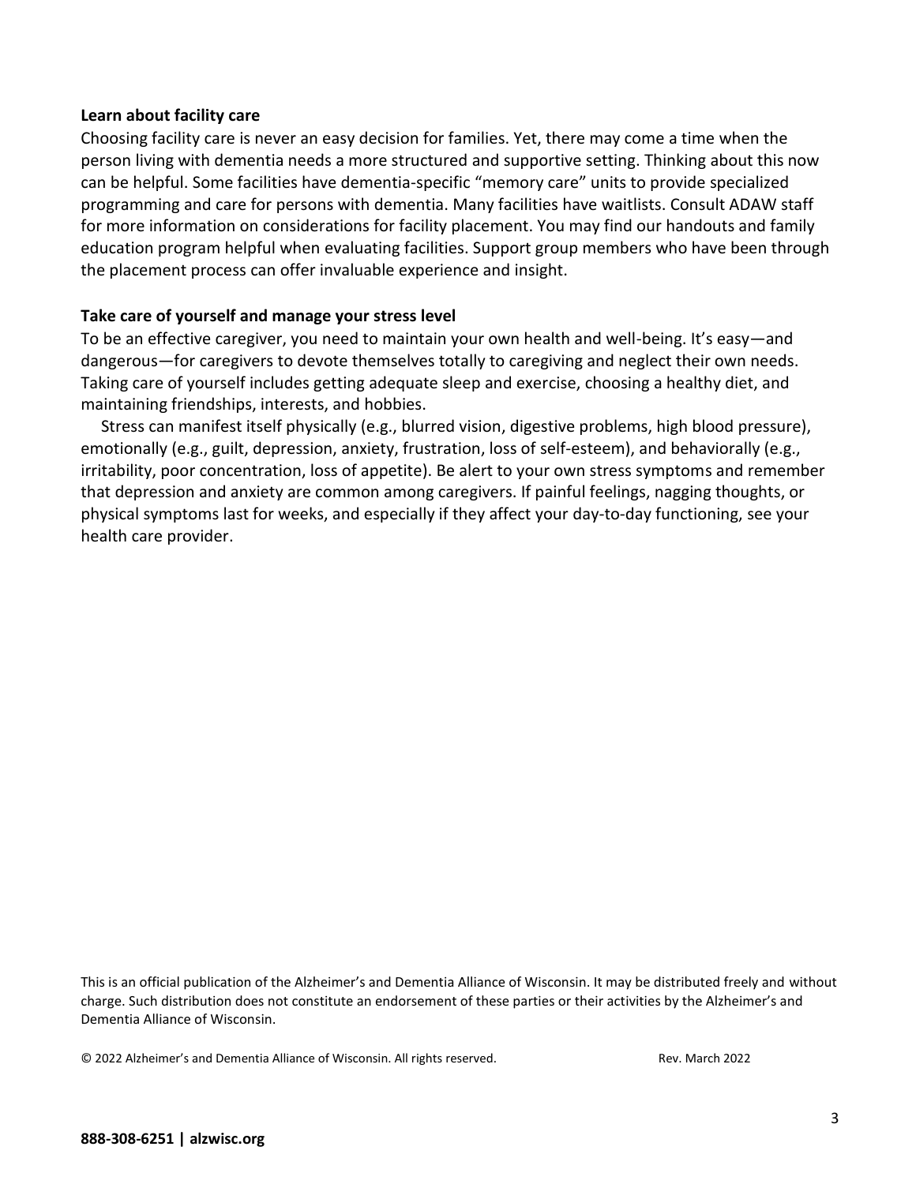**Learn about facility care**

Choosing facility care is never an easy decision for families. Yet, there may come a time when the person living with dementia needs a more structured and supportive setting. Thinking about this now can be helpful. Some facilities have dementia-specific "memory care" units to provide specialized programming and care for persons with dementia. Many facilities have waitlists. Consult ADAW staff for more information on considerations for facility placement. You may find our handouts and family education program helpful when evaluating facilities. Support group members who have been through the placement process can offer invaluable experience and insight.

**Take care of yourself and manage your stress level**

To be an effective caregiver, you need to maintain your own health and well-being. It's easy—and dangerous—for caregivers to devote themselves totally to caregiving and neglect their own needs. Taking care of yourself includes getting adequate sleep and exercise, choosing a healthy diet, and maintaining friendships, interests, and hobbies.

Stress can manifest itself physically (e.g., blurred vision, digestive problems, high blood pressure), emotionally (e.g., guilt, depression, anxiety, frustration, loss of self-esteem), and behaviorally (e.g., irritability, poor concentration, loss of appetite). Be alert to your own stress symptoms and remember that depression and anxiety are common among caregivers. If painful feelings, nagging thoughts, or physical symptoms last for weeks, and especially if they affect your day-to-day functioning, see your health care provider.

This is an official publication of the Alzheimer's and Dementia Alliance of Wisconsin. It may be distributed freely and without charge. Such distribution does not constitute an endorsement of these parties or their activities by the Alzheimer's and Dementia Alliance of Wisconsin.

© 2022 Alzheimer's and Dementia Alliance of Wisconsin. All rights reserved. Rev. March 2022

**888-308-6251 | alzwisc.org**